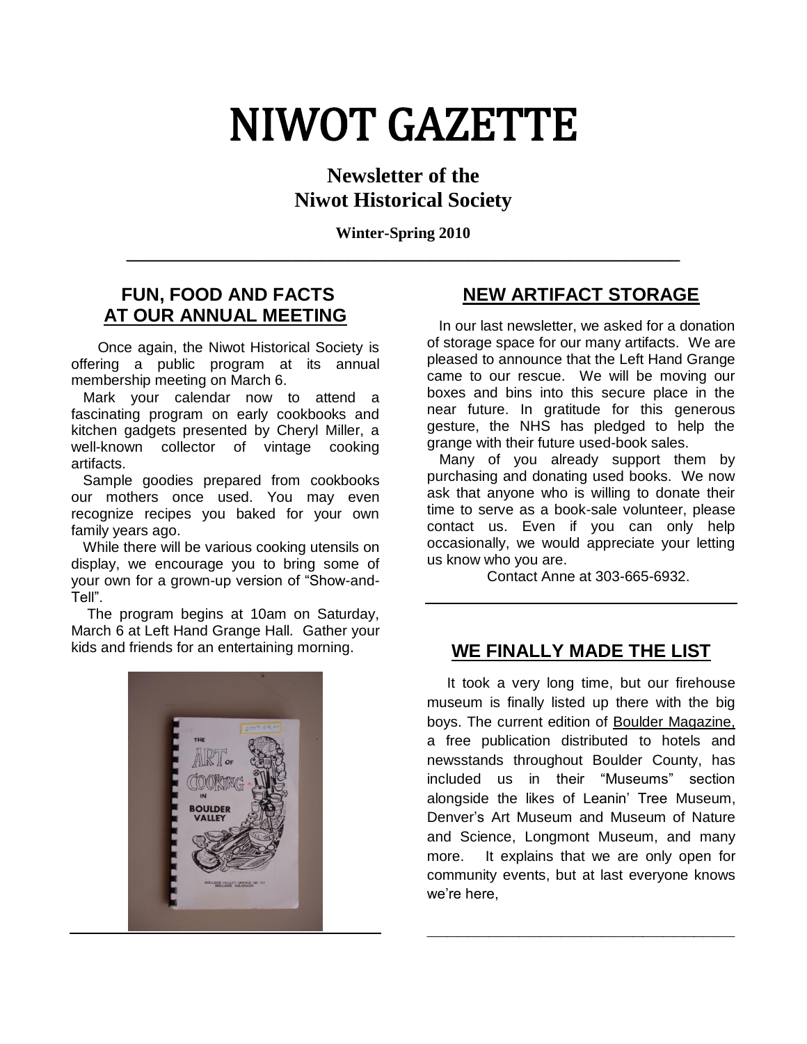# NIWOT GAZETTE

## Newsletter of the Niwot Historical Society

**Winter-Spring 2010**

---

## FUN, FOOD AND FACTS AT OUR ANNUAL MEETING

Once again, the Niwot Historical Society is offering a public program at its annual membership meeting on March 6.

Mark your calendar now to attend a fascinating program on early cookbooks and kitchen gadgets presented by Cheryl Miller, a well-known collector of vintage cooking artifacts.

Sample goodies prepared from cookbooks our mothers once used. You may even recognize recipes you baked for your own family years ago.

While there will be various cooking utensils on display, we encourage you to bring some of your own for a grown-up version of "Show-and-Tell".

The program begins at 10am on Saturday, March 6 at Left Hand Grange Hall. Gather your kids and friends for an entertaining morning.

---

## NEW ARTIFACT STORAGE

In our last newsletter, we asked for a donation of storage space for our many artifacts. We are pleased to announce that the Left Hand Grange came to our rescue. We will be moving our boxes and bins into this secure place in the near future. In gratitude for this generous gesture, the NHS has pledged to help the grange with their future used-book sales.

Many of you already support them by purchasing and donating used books. We now ask that anyone who is willing to donate their time to serve as a book-sale volunteer, please contact us. Even if you can only help occasionally, we would appreciate your letting us know who you are.

Contact Anne at 303-665-6932.

---

## WE FINALLY MADE THE LIST

It took a very long time, but our firehouse museum is finally listed up there with the big boys. The current edition of Boulder Magazine, a free publication distributed to hotels and newsstands throughout Boulder County, has included us in their "Museums" section alongside the likes of Leanin' Tree Museum, Denver's Art Museum and Museum of Nature and Science, Longmont Museum, and many more. It explains that we are only open for community events, but at last everyone knows we're here,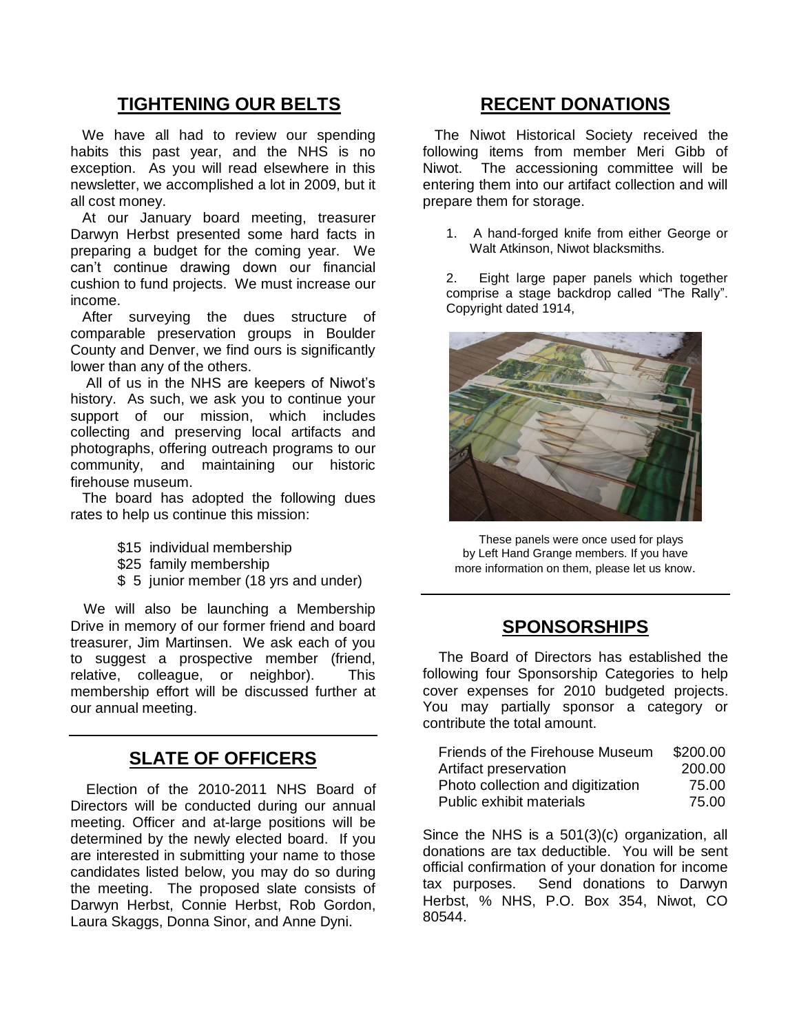## TIGHTENING OUR BELTS

We have all had to review our spending habits this past year, and the NHS is no exception. As you will read elsewhere in this newsletter, we accomplished a lot in 2009, but it all cost money.

At our January board meeting, treasurer Darwyn Herbst presented some hard facts in preparing a budget for the coming year. We can't continue drawing down our financial cushion to fund projects. We must increase our income.

After surveying the dues structure of comparable preservation groups in Boulder County and Denver, we find ours is significantly lower than any of the others.

All of us in the NHS are keepers of Niwot's history. As such, we ask you to continue your support of our mission, which includes collecting and preserving local artifacts and photographs, offering outreach programs to our community, and maintaining our historic firehouse museum.

The board has adopted the following dues rates to help us continue this mission:

- $15 individual membership
- $25 family membership
- $ 5 junior member (18 yrs and under)

We will also be launching a Membership Drive in memory of our former friend and board treasurer, Jim Martinsen. We ask each of you to suggest a prospective member (friend, relative, colleague, or neighbor). This membership effort will be discussed further at our annual meeting.

## SLATE OF OFFICERS

Election of the 2010-2011 NHS Board of Directors will be conducted during our annual meeting. Officer and at-large positions will be determined by the newly elected board. If you are interested in submitting your name to those candidates listed below, you may do so during the meeting. The proposed slate consists of Darwyn Herbst, Connie Herbst, Rob Gordon, Laura Skaggs, Donna Sinor, and Anne Dyni.

## RECENT DONATIONS

The Niwot Historical Society received the following items from member Meri Gibb of Niwot. The accessioning committee will be entering them into our artifact collection and will prepare them for storage.

1. A hand-forged knife from either George or Walt Atkinson, Niwot blacksmiths.
2. Eight large paper panels which together comprise a stage backdrop called "The Rally". Copyright dated 1914,

These panels were once used for plays by Left Hand Grange members. If you have more information on them, please let us know.

## SPONSORSHIPS

The Board of Directors has established the following four Sponsorship Categories to help cover expenses for 2010 budgeted projects. You may partially sponsor a category or contribute the total amount.

| Category | Amount |
|---|---|
| Friends of the Firehouse Museum | $200.00 |
| Artifact preservation | 200.00 |
| Photo collection and digitization | 75.00 |
| Public exhibit materials | 75.00 |

Since the NHS is a 501(3)(c) organization, all donations are tax deductible. You will be sent official confirmation of your donation for income tax purposes. Send donations to Darwyn Herbst, % NHS, P.O. Box 354, Niwot, CO 80544.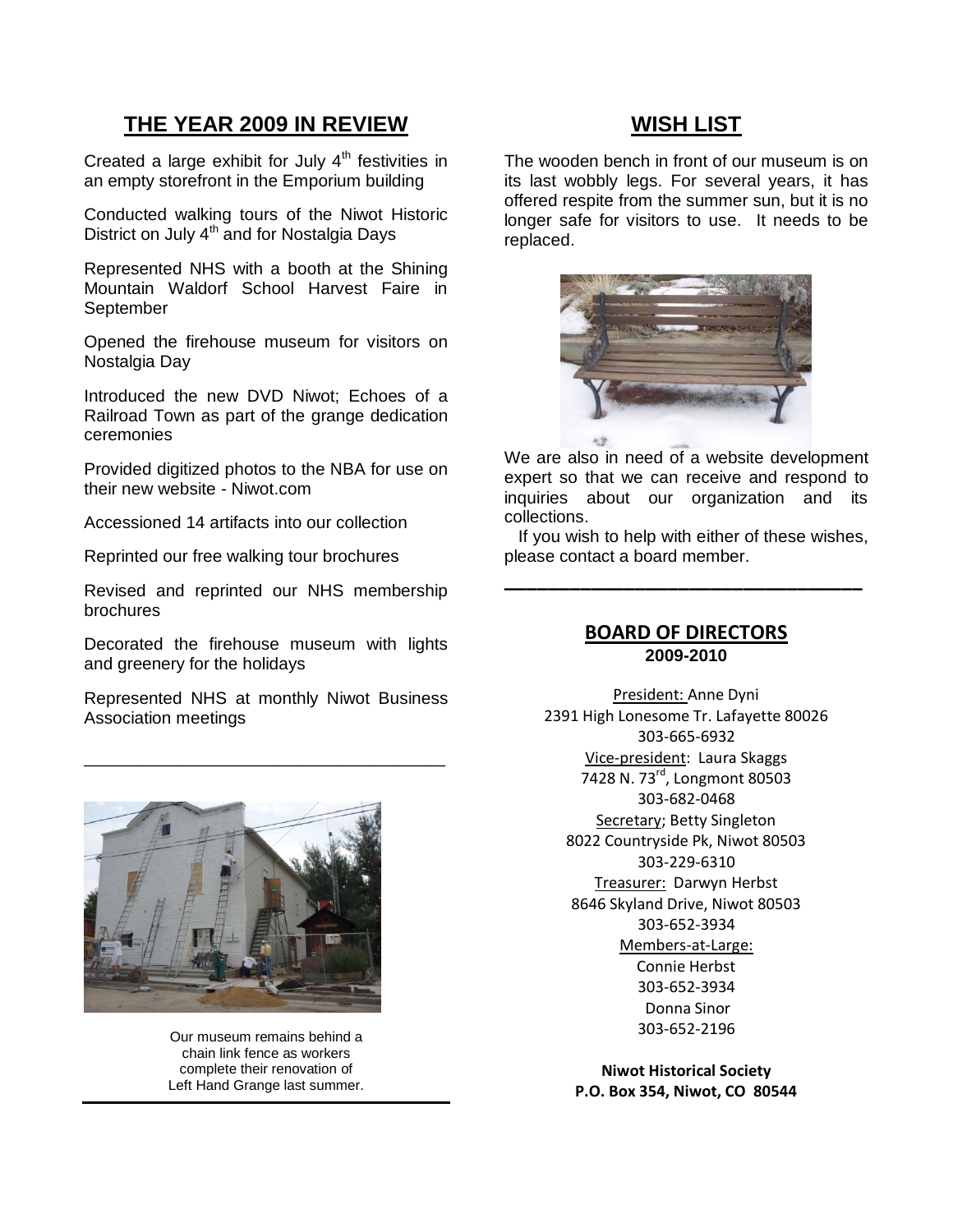## THE YEAR 2009 IN REVIEW

Created a large exhibit for July 4th festivities in an empty storefront in the Emporium building

Conducted walking tours of the Niwot Historic District on July 4th and for Nostalgia Days

Represented NHS with a booth at the Shining Mountain Waldorf School Harvest Faire in September

Opened the firehouse museum for visitors on Nostalgia Day

Introduced the new DVD Niwot; Echoes of a Railroad Town as part of the grange dedication ceremonies

Provided digitized photos to the NBA for use on their new website - Niwot.com

Accessioned 14 artifacts into our collection

Reprinted our free walking tour brochures

Revised and reprinted our NHS membership brochures

Decorated the firehouse museum with lights and greenery for the holidays

Represented NHS at monthly Niwot Business Association meetings

---

Our museum remains behind a chain link fence as workers complete their renovation of Left Hand Grange last summer.

## WISH LIST

The wooden bench in front of our museum is on its last wobbly legs. For several years, it has offered respite from the summer sun, but it is no longer safe for visitors to use. It needs to be replaced.

We are also in need of a website development expert so that we can receive and respond to inquiries about our organization and its collections.

If you wish to help with either of these wishes, please contact a board member.

---

### BOARD OF DIRECTORS
**2009-2010**

President: Anne Dyni
2391 High Lonesome Tr. Lafayette 80026
303-665-6932

Vice-president: Laura Skaggs
7428 N. 73rd, Longmont 80503
303-682-0468

Secretary; Betty Singleton
8022 Countryside Pk, Niwot 80503
303-229-6310

Treasurer: Darwyn Herbst
8646 Skyland Drive, Niwot 80503
303-652-3934

Members-at-Large:
Connie Herbst
303-652-3934
Donna Sinor
303-652-2196

**Niwot Historical Society**
**P.O. Box 354, Niwot, CO 80544**